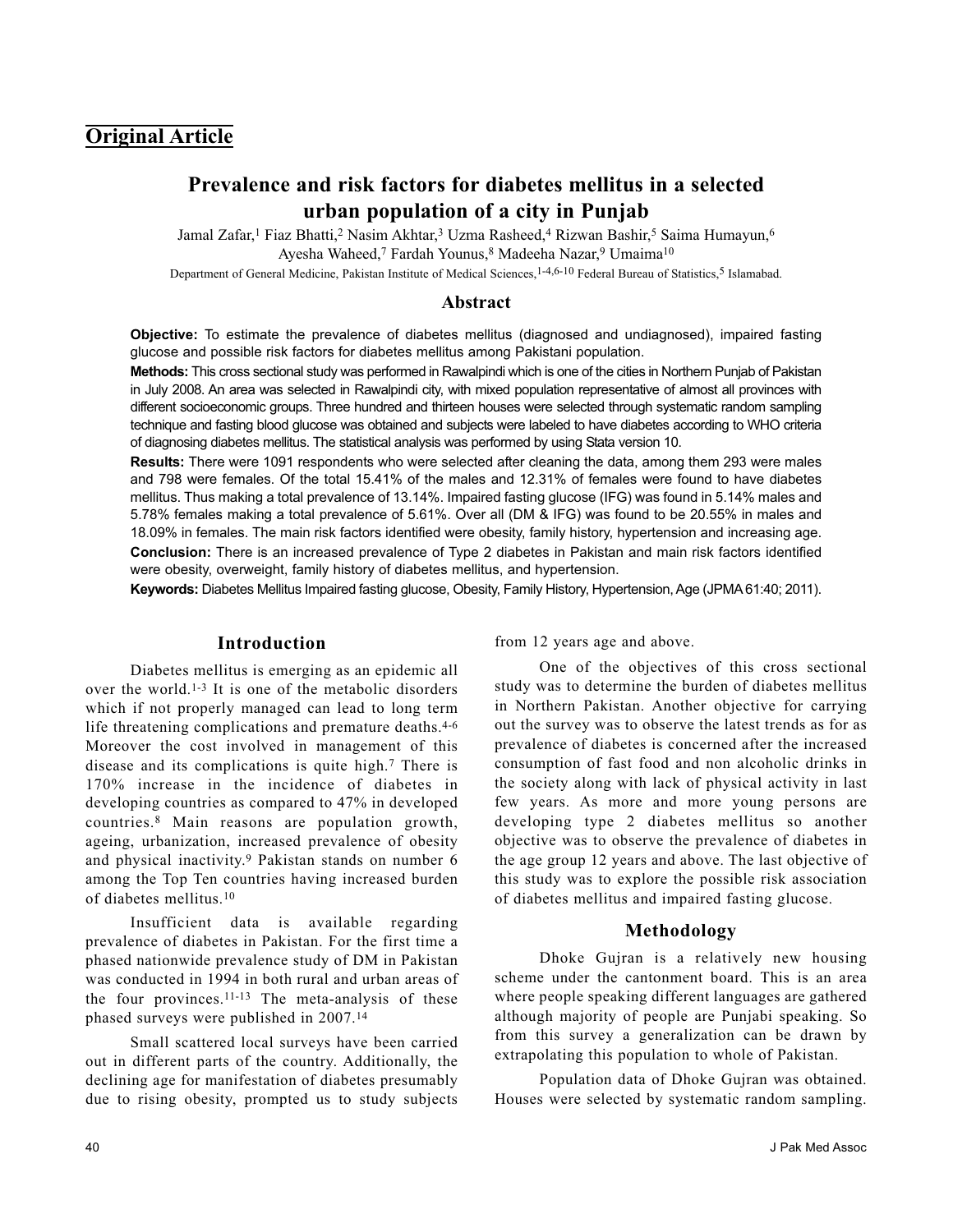## Original Article

# Prevalence and risk factors for diabetes mellitus in a selected urban population of a city in Punjab

Jamal Zafar,[1] Fiaz Bhatti,[2] Nasim Akhtar,[3] Uzma Rasheed,[4] Rizwan Bashir,[5] Saima Humayun,[6] Ayesha Waheed,[7] Fardah Younus,[8] Madeeha Nazar,[9] Umaima[10]

Department of General Medicine, Pakistan Institute of Medical Sciences,[1-4,6-10] Federal Bureau of Statistics,[5] Islamabad.

## Abstract

**Objective:** To estimate the prevalence of diabetes mellitus (diagnosed and undiagnosed), impaired fasting glucose and possible risk factors for diabetes mellitus among Pakistani population.

**Methods:** This cross sectional study was performed in Rawalpindi which is one of the cities in Northern Punjab of Pakistan in July 2008. An area was selected in Rawalpindi city, with mixed population representative of almost all provinces with different socioeconomic groups. Three hundred and thirteen houses were selected through systematic random sampling technique and fasting blood glucose was obtained and subjects were labeled to have diabetes according to WHO criteria of diagnosing diabetes mellitus. The statistical analysis was performed by using Stata version 10.

**Results:** There were 1091 respondents who were selected after cleaning the data, among them 293 were males and 798 were females. Of the total 15.41% of the males and 12.31% of females were found to have diabetes mellitus. Thus making a total prevalence of 13.14%. Impaired fasting glucose (IFG) was found in 5.14% males and 5.78% females making a total prevalence of 5.61%. Over all (DM & IFG) was found to be 20.55% in males and 18.09% in females. The main risk factors identified were obesity, family history, hypertension and increasing age.

**Conclusion:** There is an increased prevalence of Type 2 diabetes in Pakistan and main risk factors identified were obesity, overweight, family history of diabetes mellitus, and hypertension.

**Keywords:** Diabetes Mellitus Impaired fasting glucose, Obesity, Family History, Hypertension, Age (JPMA 61:40; 2011).

## Introduction

Diabetes mellitus is emerging as an epidemic all over the world.[1-3] It is one of the metabolic disorders which if not properly managed can lead to long term life threatening complications and premature deaths.[4-6] Moreover the cost involved in management of this disease and its complications is quite high.[7] There is 170% increase in the incidence of diabetes in developing countries as compared to 47% in developed countries.[8] Main reasons are population growth, ageing, urbanization, increased prevalence of obesity and physical inactivity.[9] Pakistan stands on number 6 among the Top Ten countries having increased burden of diabetes mellitus.[10]

Insufficient data is available regarding prevalence of diabetes in Pakistan. For the first time a phased nationwide prevalence study of DM in Pakistan was conducted in 1994 in both rural and urban areas of the four provinces.[11-13] The meta-analysis of these phased surveys were published in 2007.[14]

Small scattered local surveys have been carried out in different parts of the country. Additionally, the declining age for manifestation of diabetes presumably due to rising obesity, prompted us to study subjects from 12 years age and above.

One of the objectives of this cross sectional study was to determine the burden of diabetes mellitus in Northern Pakistan. Another objective for carrying out the survey was to observe the latest trends as for as prevalence of diabetes is concerned after the increased consumption of fast food and non alcoholic drinks in the society along with lack of physical activity in last few years. As more and more young persons are developing type 2 diabetes mellitus so another objective was to observe the prevalence of diabetes in the age group 12 years and above. The last objective of this study was to explore the possible risk association of diabetes mellitus and impaired fasting glucose.

## Methodology

Dhoke Gujran is a relatively new housing scheme under the cantonment board. This is an area where people speaking different languages are gathered although majority of people are Punjabi speaking. So from this survey a generalization can be drawn by extrapolating this population to whole of Pakistan.

Population data of Dhoke Gujran was obtained. Houses were selected by systematic random sampling.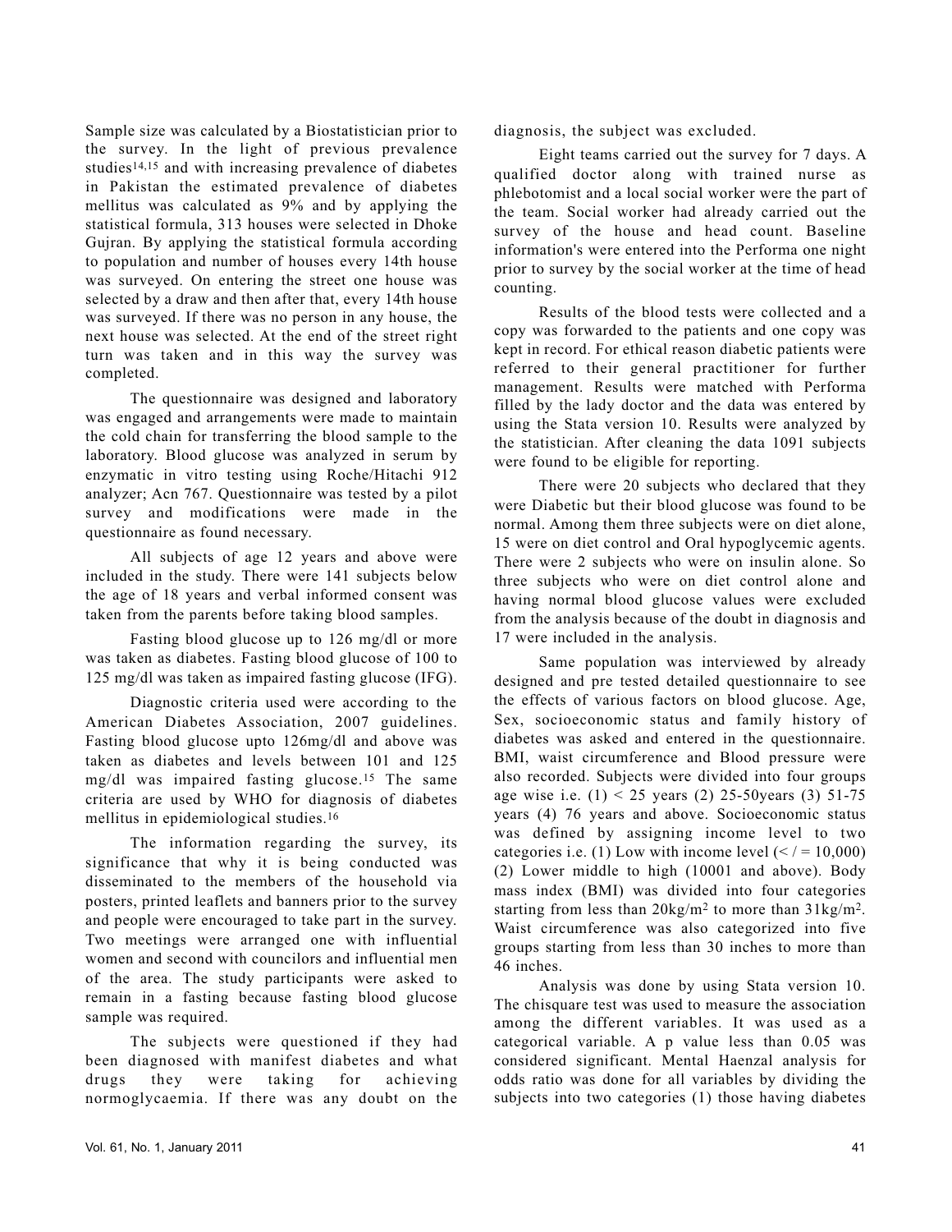Sample size was calculated by a Biostatistician prior to the survey. In the light of previous prevalence studies[14,15] and with increasing prevalence of diabetes in Pakistan the estimated prevalence of diabetes mellitus was calculated as 9% and by applying the statistical formula, 313 houses were selected in Dhoke Gujran. By applying the statistical formula according to population and number of houses every 14th house was surveyed. On entering the street one house was selected by a draw and then after that, every 14th house was surveyed. If there was no person in any house, the next house was selected. At the end of the street right turn was taken and in this way the survey was completed.

The questionnaire was designed and laboratory was engaged and arrangements were made to maintain the cold chain for transferring the blood sample to the laboratory. Blood glucose was analyzed in serum by enzymatic in vitro testing using Roche/Hitachi 912 analyzer; Acn 767. Questionnaire was tested by a pilot survey and modifications were made in the questionnaire as found necessary.

All subjects of age 12 years and above were included in the study. There were 141 subjects below the age of 18 years and verbal informed consent was taken from the parents before taking blood samples.

Fasting blood glucose up to 126 mg/dl or more was taken as diabetes. Fasting blood glucose of 100 to 125 mg/dl was taken as impaired fasting glucose (IFG).

Diagnostic criteria used were according to the American Diabetes Association, 2007 guidelines. Fasting blood glucose upto 126mg/dl and above was taken as diabetes and levels between 101 and 125 mg/dl was impaired fasting glucose.[15] The same criteria are used by WHO for diagnosis of diabetes mellitus in epidemiological studies.[16]

The information regarding the survey, its significance that why it is being conducted was disseminated to the members of the household via posters, printed leaflets and banners prior to the survey and people were encouraged to take part in the survey. Two meetings were arranged one with influential women and second with councilors and influential men of the area. The study participants were asked to remain in a fasting because fasting blood glucose sample was required.

The subjects were questioned if they had been diagnosed with manifest diabetes and what drugs they were taking for achieving normoglycaemia. If there was any doubt on the diagnosis, the subject was excluded.

Eight teams carried out the survey for 7 days. A qualified doctor along with trained nurse as phlebotomist and a local social worker were the part of the team. Social worker had already carried out the survey of the house and head count. Baseline information's were entered into the Performa one night prior to survey by the social worker at the time of head counting.

Results of the blood tests were collected and a copy was forwarded to the patients and one copy was kept in record. For ethical reason diabetic patients were referred to their general practitioner for further management. Results were matched with Performa filled by the lady doctor and the data was entered by using the Stata version 10. Results were analyzed by the statistician. After cleaning the data 1091 subjects were found to be eligible for reporting.

There were 20 subjects who declared that they were Diabetic but their blood glucose was found to be normal. Among them three subjects were on diet alone, 15 were on diet control and Oral hypoglycemic agents. There were 2 subjects who were on insulin alone. So three subjects who were on diet control alone and having normal blood glucose values were excluded from the analysis because of the doubt in diagnosis and 17 were included in the analysis.

Same population was interviewed by already designed and pre tested detailed questionnaire to see the effects of various factors on blood glucose. Age, Sex, socioeconomic status and family history of diabetes was asked and entered in the questionnaire. BMI, waist circumference and Blood pressure were also recorded. Subjects were divided into four groups age wise i.e. (1) < 25 years (2) 25-50years (3) 51-75 years (4) 76 years and above. Socioeconomic status was defined by assigning income level to two categories i.e. (1) Low with income level (< / = 10,000) (2) Lower middle to high (10001 and above). Body mass index (BMI) was divided into four categories starting from less than 20kg/m$^2$ to more than 31kg/m$^2$. Waist circumference was also categorized into five groups starting from less than 30 inches to more than 46 inches.

Analysis was done by using Stata version 10. The chisquare test was used to measure the association among the different variables. It was used as a categorical variable. A p value less than 0.05 was considered significant. Mental Haenzal analysis for odds ratio was done for all variables by dividing the subjects into two categories (1) those having diabetes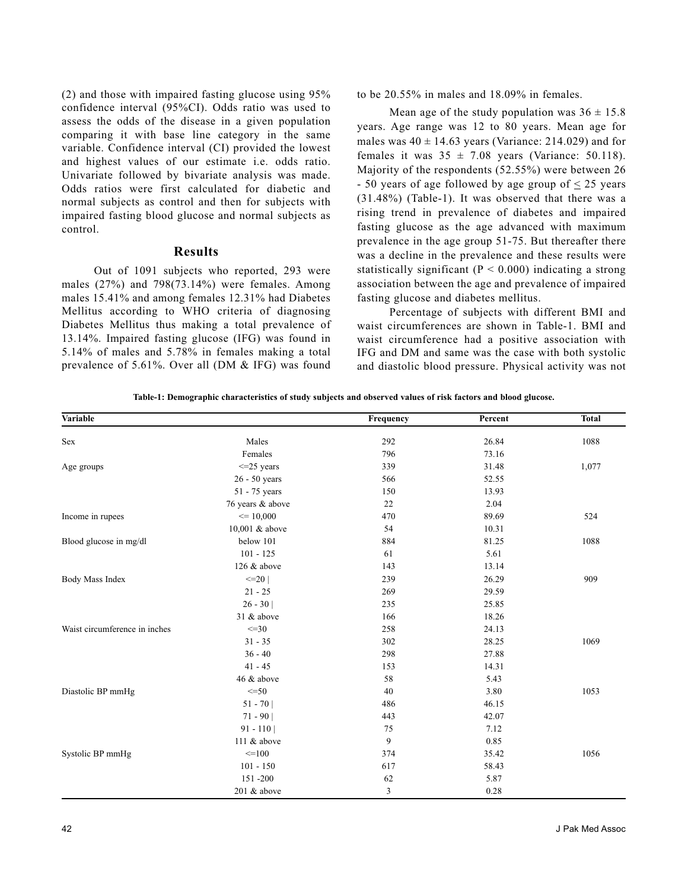(2) and those with impaired fasting glucose using 95% confidence interval (95%CI). Odds ratio was used to assess the odds of the disease in a given population comparing it with base line category in the same variable. Confidence interval (CI) provided the lowest and highest values of our estimate i.e. odds ratio. Univariate followed by bivariate analysis was made. Odds ratios were first calculated for diabetic and normal subjects as control and then for subjects with impaired fasting blood glucose and normal subjects as control.

## Results

Out of 1091 subjects who reported, 293 were males (27%) and 798(73.14%) were females. Among males 15.41% and among females 12.31% had Diabetes Mellitus according to WHO criteria of diagnosing Diabetes Mellitus thus making a total prevalence of 13.14%. Impaired fasting glucose (IFG) was found in 5.14% of males and 5.78% in females making a total prevalence of 5.61%. Over all (DM & IFG) was found to be 20.55% in males and 18.09% in females.

Mean age of the study population was 36 ± 15.8 years. Age range was 12 to 80 years. Mean age for males was 40 ± 14.63 years (Variance: 214.029) and for females it was 35 ± 7.08 years (Variance: 50.118). Majority of the respondents (52.55%) were between 26 - 50 years of age followed by age group of ≤ 25 years (31.48%) (Table-1). It was observed that there was a rising trend in prevalence of diabetes and impaired fasting glucose as the age advanced with maximum prevalence in the age group 51-75. But thereafter there was a decline in the prevalence and these results were statistically significant ($P < 0.000$) indicating a strong association between the age and prevalence of impaired fasting glucose and diabetes mellitus.

Percentage of subjects with different BMI and waist circumferences are shown in Table-1. BMI and waist circumference had a positive association with IFG and DM and same was the case with both systolic and diastolic blood pressure. Physical activity was not

**Table-1: Demographic characteristics of study subjects and observed values of risk factors and blood glucose.**

| Variable | | Frequency | Percent | Total |
|---|---|---|---|---|
| Sex | Males | 292 | 26.84 | 1088 |
| | Females | 796 | 73.16 | |
| Age groups | <=25 years | 339 | 31.48 | 1,077 |
| | 26 - 50 years | 566 | 52.55 | |
| | 51 - 75 years | 150 | 13.93 | |
| | 76 years & above | 22 | 2.04 | |
| Income in rupees | <= 10,000 | 470 | 89.69 | 524 |
| | 10,001 & above | 54 | 10.31 | |
| Blood glucose in mg/dl | below 101 | 884 | 81.25 | 1088 |
| | 101 - 125 | 61 | 5.61 | |
| | 126 & above | 143 | 13.14 | |
| Body Mass Index | <=20 \| | 239 | 26.29 | 909 |
| | 21 - 25 | 269 | 29.59 | |
| | 26 - 30 \| | 235 | 25.85 | |
| | 31 & above | 166 | 18.26 | |
| Waist circumference in inches | <=30 | 258 | 24.13 | |
| | 31 - 35 | 302 | 28.25 | 1069 |
| | 36 - 40 | 298 | 27.88 | |
| | 41 - 45 | 153 | 14.31 | |
| | 46 & above | 58 | 5.43 | |
| Diastolic BP mmHg | <=50 | 40 | 3.80 | 1053 |
| | 51 - 70 \| | 486 | 46.15 | |
| | 71 - 90 \| | 443 | 42.07 | |
| | 91 - 110 \| | 75 | 7.12 | |
| | 111 & above | 9 | 0.85 | |
| Systolic BP mmHg | <=100 | 374 | 35.42 | 1056 |
| | 101 - 150 | 617 | 58.43 | |
| | 151 -200 | 62 | 5.87 | |
| | 201 & above | 3 | 0.28 | |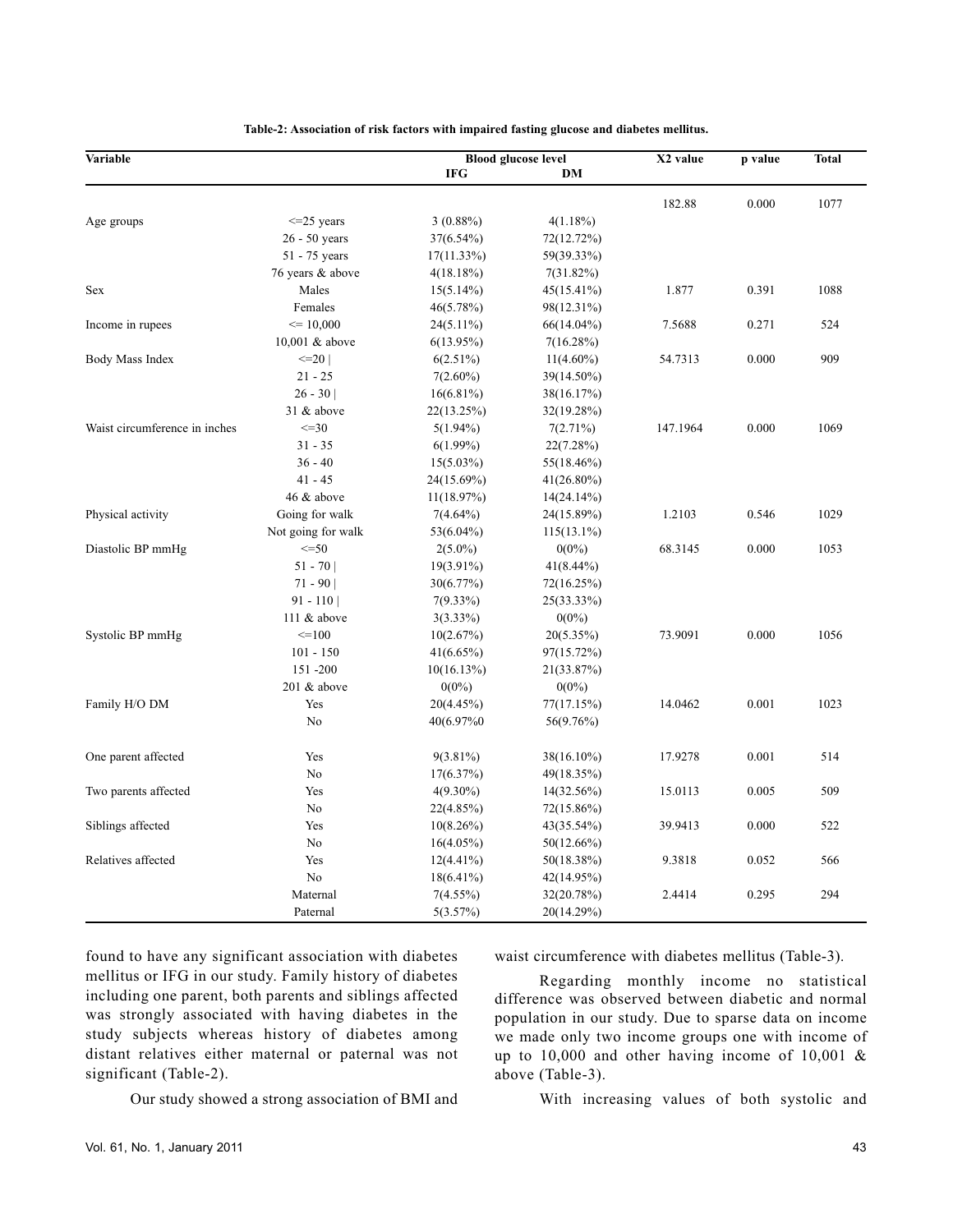**Table-2: Association of risk factors with impaired fasting glucose and diabetes mellitus.**

| Variable | | Blood glucose level | | X2 value | p value | Total |
|---|---|---|---|---|---|---|
| | | IFG | DM | | | |
| | | | | 182.88 | 0.000 | 1077 |
| Age groups | <=25 years | 3 (0.88%) | 4(1.18%) | | | |
| | 26 - 50 years | 37(6.54%) | 72(12.72%) | | | |
| | 51 - 75 years | 17(11.33%) | 59(39.33%) | | | |
| | 76 years & above | 4(18.18%) | 7(31.82%) | | | |
| Sex | Males | 15(5.14%) | 45(15.41%) | 1.877 | 0.391 | 1088 |
| | Females | 46(5.78%) | 98(12.31%) | | | |
| Income in rupees | <= 10,000 | 24(5.11%) | 66(14.04%) | 7.5688 | 0.271 | 524 |
| | 10,001 & above | 6(13.95%) | 7(16.28%) | | | |
| Body Mass Index | <=20 \| | 6(2.51%) | 11(4.60%) | 54.7313 | 0.000 | 909 |
| | 21 - 25 | 7(2.60%) | 39(14.50%) | | | |
| | 26 - 30 \| | 16(6.81%) | 38(16.17%) | | | |
| | 31 & above | 22(13.25%) | 32(19.28%) | | | |
| Waist circumference in inches | <=30 | 5(1.94%) | 7(2.71%) | 147.1964 | 0.000 | 1069 |
| | 31 - 35 | 6(1.99%) | 22(7.28%) | | | |
| | 36 - 40 | 15(5.03%) | 55(18.46%) | | | |
| | 41 - 45 | 24(15.69%) | 41(26.80%) | | | |
| | 46 & above | 11(18.97%) | 14(24.14%) | | | |
| Physical activity | Going for walk | 7(4.64%) | 24(15.89%) | 1.2103 | 0.546 | 1029 |
| | Not going for walk | 53(6.04%) | 115(13.1%) | | | |
| Diastolic BP mmHg | <=50 | 2(5.0%) | 0(0%) | 68.3145 | 0.000 | 1053 |
| | 51 - 70 \| | 19(3.91%) | 41(8.44%) | | | |
| | 71 - 90 \| | 30(6.77%) | 72(16.25%) | | | |
| | 91 - 110 \| | 7(9.33%) | 25(33.33%) | | | |
| | 111 & above | 3(3.33%) | 0(0%) | | | |
| Systolic BP mmHg | <=100 | 10(2.67%) | 20(5.35%) | 73.9091 | 0.000 | 1056 |
| | 101 - 150 | 41(6.65%) | 97(15.72%) | | | |
| | 151 -200 | 10(16.13%) | 21(33.87%) | | | |
| | 201 & above | 0(0%) | 0(0%) | | | |
| Family H/O DM | Yes | 20(4.45%) | 77(17.15%) | 14.0462 | 0.001 | 1023 |
| | No | 40(6.97%0 | 56(9.76%) | | | |
| One parent affected | Yes | 9(3.81%) | 38(16.10%) | 17.9278 | 0.001 | 514 |
| | No | 17(6.37%) | 49(18.35%) | | | |
| Two parents affected | Yes | 4(9.30%) | 14(32.56%) | 15.0113 | 0.005 | 509 |
| | No | 22(4.85%) | 72(15.86%) | | | |
| Siblings affected | Yes | 10(8.26%) | 43(35.54%) | 39.9413 | 0.000 | 522 |
| | No | 16(4.05%) | 50(12.66%) | | | |
| Relatives affected | Yes | 12(4.41%) | 50(18.38%) | 9.3818 | 0.052 | 566 |
| | No | 18(6.41%) | 42(14.95%) | | | |
| | Maternal | 7(4.55%) | 32(20.78%) | 2.4414 | 0.295 | 294 |
| | Paternal | 5(3.57%) | 20(14.29%) | | | |

found to have any significant association with diabetes mellitus or IFG in our study. Family history of diabetes including one parent, both parents and siblings affected was strongly associated with having diabetes in the study subjects whereas history of diabetes among distant relatives either maternal or paternal was not significant (Table-2).

Our study showed a strong association of BMI and waist circumference with diabetes mellitus (Table-3).

Regarding monthly income no statistical difference was observed between diabetic and normal population in our study. Due to sparse data on income we made only two income groups one with income of up to 10,000 and other having income of 10,001 & above (Table-3).

With increasing values of both systolic and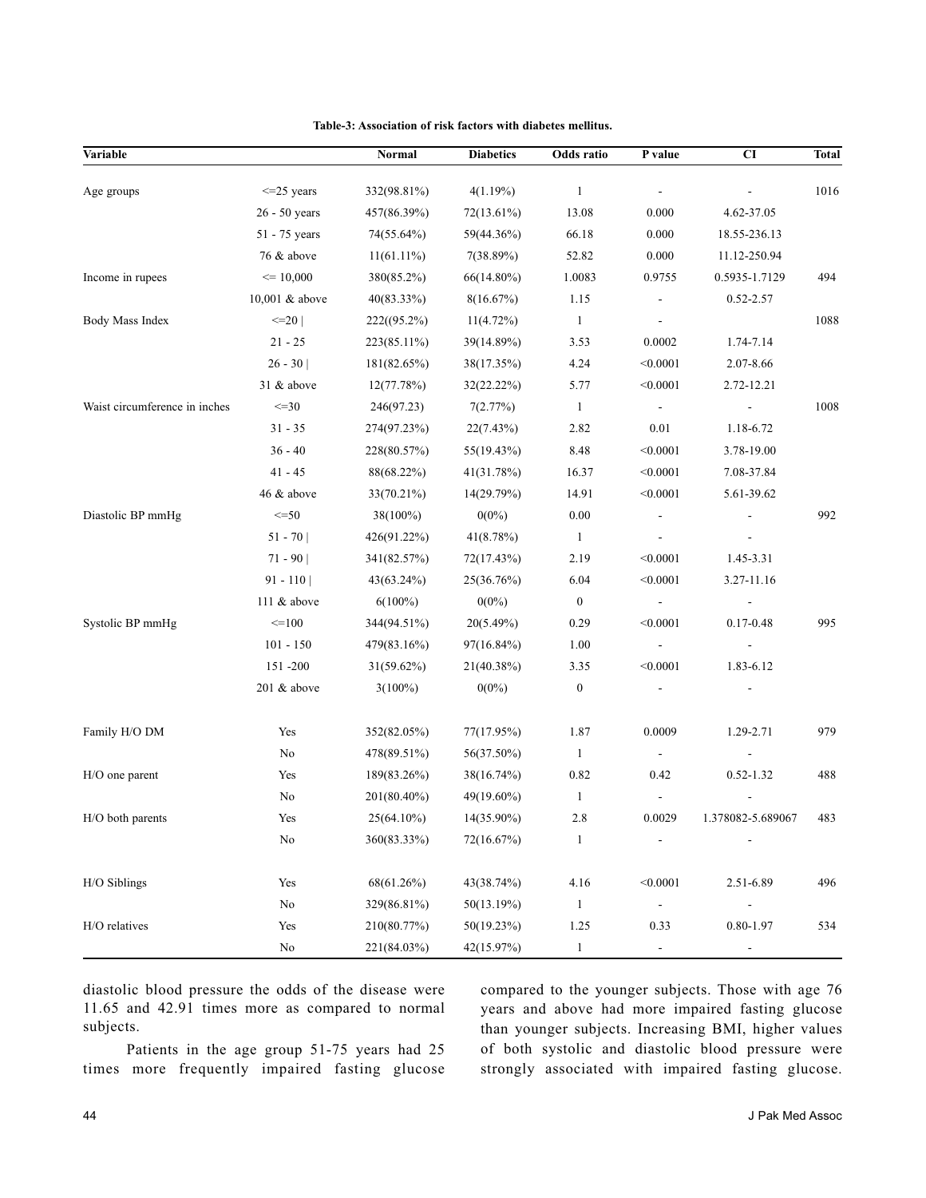**Table-3: Association of risk factors with diabetes mellitus.**

| Variable | | Normal | Diabetics | Odds ratio | P value | CI | Total |
|---|---|---|---|---|---|---|---|
| Age groups | <=25 years | 332(98.81%) | 4(1.19%) | 1 | - | - | 1016 |
| | 26 - 50 years | 457(86.39%) | 72(13.61%) | 13.08 | 0.000 | 4.62-37.05 | |
| | 51 - 75 years | 74(55.64%) | 59(44.36%) | 66.18 | 0.000 | 18.55-236.13 | |
| | 76 & above | 11(61.11%) | 7(38.89%) | 52.82 | 0.000 | 11.12-250.94 | |
| Income in rupees | <= 10,000 | 380(85.2%) | 66(14.80%) | 1.0083 | 0.9755 | 0.5935-1.7129 | 494 |
| | 10,001 & above | 40(83.33%) | 8(16.67%) | 1.15 | - | 0.52-2.57 | |
| Body Mass Index | <=20 \| | 222((95.2%) | 11(4.72%) | 1 | - | | 1088 |
| | 21 - 25 | 223(85.11%) | 39(14.89%) | 3.53 | 0.0002 | 1.74-7.14 | |
| | 26 - 30 \| | 181(82.65%) | 38(17.35%) | 4.24 | <0.0001 | 2.07-8.66 | |
| | 31 & above | 12(77.78%) | 32(22.22%) | 5.77 | <0.0001 | 2.72-12.21 | |
| Waist circumference in inches | <=30 | 246(97.23) | 7(2.77%) | 1 | - | - | 1008 |
| | 31 - 35 | 274(97.23%) | 22(7.43%) | 2.82 | 0.01 | 1.18-6.72 | |
| | 36 - 40 | 228(80.57%) | 55(19.43%) | 8.48 | <0.0001 | 3.78-19.00 | |
| | 41 - 45 | 88(68.22%) | 41(31.78%) | 16.37 | <0.0001 | 7.08-37.84 | |
| | 46 & above | 33(70.21%) | 14(29.79%) | 14.91 | <0.0001 | 5.61-39.62 | |
| Diastolic BP mmHg | <=50 | 38(100%) | 0(0%) | 0.00 | - | - | 992 |
| | 51 - 70 \| | 426(91.22%) | 41(8.78%) | 1 | - | - | |
| | 71 - 90 \| | 341(82.57%) | 72(17.43%) | 2.19 | <0.0001 | 1.45-3.31 | |
| | 91 - 110 \| | 43(63.24%) | 25(36.76%) | 6.04 | <0.0001 | 3.27-11.16 | |
| | 111 & above | 6(100%) | 0(0%) | 0 | - | - | |
| Systolic BP mmHg | <=100 | 344(94.51%) | 20(5.49%) | 0.29 | <0.0001 | 0.17-0.48 | 995 |
| | 101 - 150 | 479(83.16%) | 97(16.84%) | 1.00 | - | - | |
| | 151 -200 | 31(59.62%) | 21(40.38%) | 3.35 | <0.0001 | 1.83-6.12 | |
| | 201 & above | 3(100%) | 0(0%) | 0 | - | - | |
| Family H/O DM | Yes | 352(82.05%) | 77(17.95%) | 1.87 | 0.0009 | 1.29-2.71 | 979 |
| | No | 478(89.51%) | 56(37.50%) | 1 | - | - | |
| H/O one parent | Yes | 189(83.26%) | 38(16.74%) | 0.82 | 0.42 | 0.52-1.32 | 488 |
| | No | 201(80.40%) | 49(19.60%) | 1 | - | - | |
| H/O both parents | Yes | 25(64.10%) | 14(35.90%) | 2.8 | 0.0029 | 1.378082-5.689067 | 483 |
| | No | 360(83.33%) | 72(16.67%) | 1 | - | - | |
| H/O Siblings | Yes | 68(61.26%) | 43(38.74%) | 4.16 | <0.0001 | 2.51-6.89 | 496 |
| | No | 329(86.81%) | 50(13.19%) | 1 | - | - | |
| H/O relatives | Yes | 210(80.77%) | 50(19.23%) | 1.25 | 0.33 | 0.80-1.97 | 534 |
| | No | 221(84.03%) | 42(15.97%) | 1 | - | - | |

diastolic blood pressure the odds of the disease were 11.65 and 42.91 times more as compared to normal subjects.

Patients in the age group 51-75 years had 25 times more frequently impaired fasting glucose compared to the younger subjects. Those with age 76 years and above had more impaired fasting glucose than younger subjects. Increasing BMI, higher values of both systolic and diastolic blood pressure were strongly associated with impaired fasting glucose.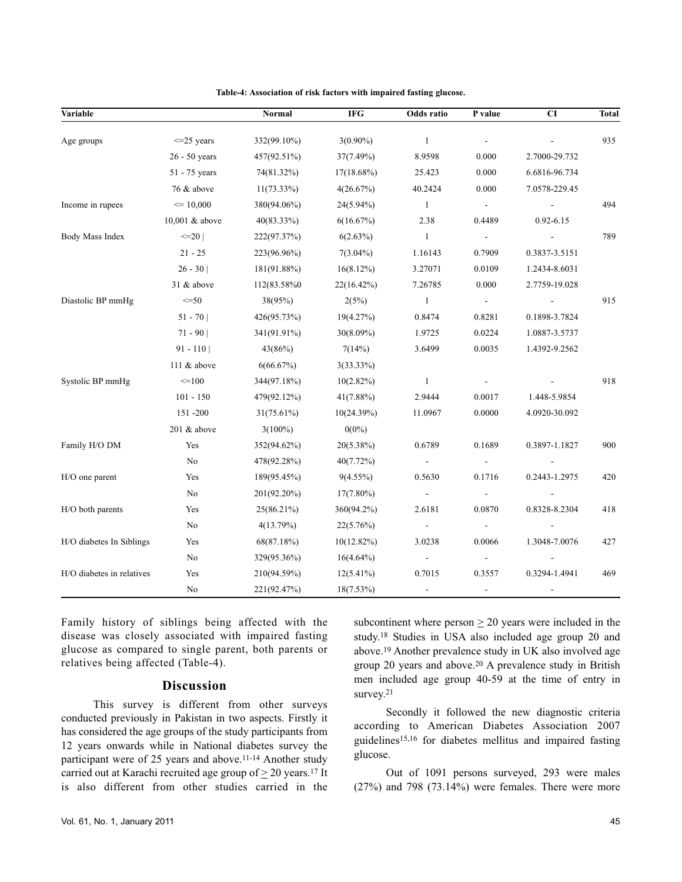**Table-4: Association of risk factors with impaired fasting glucose.**

| Variable | | Normal | IFG | Odds ratio | P value | CI | Total |
|---|---|---|---|---|---|---|---|
| Age groups | <=25 years | 332(99.10%) | 3(0.90%) | 1 | - | - | 935 |
| | 26 - 50 years | 457(92.51%) | 37(7.49%) | 8.9598 | 0.000 | 2.7000-29.732 | |
| | 51 - 75 years | 74(81.32%) | 17(18.68%) | 25.423 | 0.000 | 6.6816-96.734 | |
| | 76 & above | 11(73.33%) | 4(26.67%) | 40.2424 | 0.000 | 7.0578-229.45 | |
| Income in rupees | <= 10,000 | 380(94.06%) | 24(5.94%) | 1 | - | - | 494 |
| | 10,001 & above | 40(83.33%) | 6(16.67%) | 2.38 | 0.4489 | 0.92-6.15 | |
| Body Mass Index | <=20 \| | 222(97.37%) | 6(2.63%) | 1 | - | - | 789 |
| | 21 - 25 | 223(96.96%) | 7(3.04%) | 1.16143 | 0.7909 | 0.3837-3.5151 | |
| | 26 - 30 \| | 181(91.88%) | 16(8.12%) | 3.27071 | 0.0109 | 1.2434-8.6031 | |
| | 31 & above | 112(83.58%0 | 22(16.42%) | 7.26785 | 0.000 | 2.7759-19.028 | |
| Diastolic BP mmHg | <=50 | 38(95%) | 2(5%) | 1 | - | - | 915 |
| | 51 - 70 \| | 426(95.73%) | 19(4.27%) | 0.8474 | 0.8281 | 0.1898-3.7824 | |
| | 71 - 90 \| | 341(91.91%) | 30(8.09%) | 1.9725 | 0.0224 | 1.0887-3.5737 | |
| | 91 - 110 \| | 43(86%) | 7(14%) | 3.6499 | 0.0035 | 1.4392-9.2562 | |
| | 111 & above | 6(66.67%) | 3(33.33%) | | | | |
| Systolic BP mmHg | <=100 | 344(97.18%) | 10(2.82%) | 1 | - | - | 918 |
| | 101 - 150 | 479(92.12%) | 41(7.88%) | 2.9444 | 0.0017 | 1.448-5.9854 | |
| | 151 -200 | 31(75.61%) | 10(24.39%) | 11.0967 | 0.0000 | 4.0920-30.092 | |
| | 201 & above | 3(100%) | 0(0%) | | | | |
| Family H/O DM | Yes | 352(94.62%) | 20(5.38%) | 0.6789 | 0.1689 | 0.3897-1.1827 | 900 |
| | No | 478(92.28%) | 40(7.72%) | - | - | - | |
| H/O one parent | Yes | 189(95.45%) | 9(4.55%) | 0.5630 | 0.1716 | 0.2443-1.2975 | 420 |
| | No | 201(92.20%) | 17(7.80%) | - | - | - | |
| H/O both parents | Yes | 25(86.21%) | 360(94.2%) | 2.6181 | 0.0870 | 0.8328-8.2304 | 418 |
| | No | 4(13.79%) | 22(5.76%) | - | - | - | |
| H/O diabetes In Siblings | Yes | 68(87.18%) | 10(12.82%) | 3.0238 | 0.0066 | 1.3048-7.0076 | 427 |
| | No | 329(95.36%) | 16(4.64%) | - | - | - | |
| H/O diabetes in relatives | Yes | 210(94.59%) | 12(5.41%) | 0.7015 | 0.3557 | 0.3294-1.4941 | 469 |
| | No | 221(92.47%) | 18(7.53%) | - | - | - | |

Family history of siblings being affected with the disease was closely associated with impaired fasting glucose as compared to single parent, both parents or relatives being affected (Table-4).

## Discussion

This survey is different from other surveys conducted previously in Pakistan in two aspects. Firstly it has considered the age groups of the study participants from 12 years onwards while in National diabetes survey the participant were of 25 years and above.[11-14] Another study carried out at Karachi recruited age group of $\geq$ 20 years.[17] It is also different from other studies carried in the subcontinent where person $\geq$ 20 years were included in the study.[18] Studies in USA also included age group 20 and above.[19] Another prevalence study in UK also involved age group 20 years and above.[20] A prevalence study in British men included age group 40-59 at the time of entry in survey.[21]

Secondly it followed the new diagnostic criteria according to American Diabetes Association 2007 guidelines[15,16] for diabetes mellitus and impaired fasting glucose.

Out of 1091 persons surveyed, 293 were males (27%) and 798 (73.14%) were females. There were more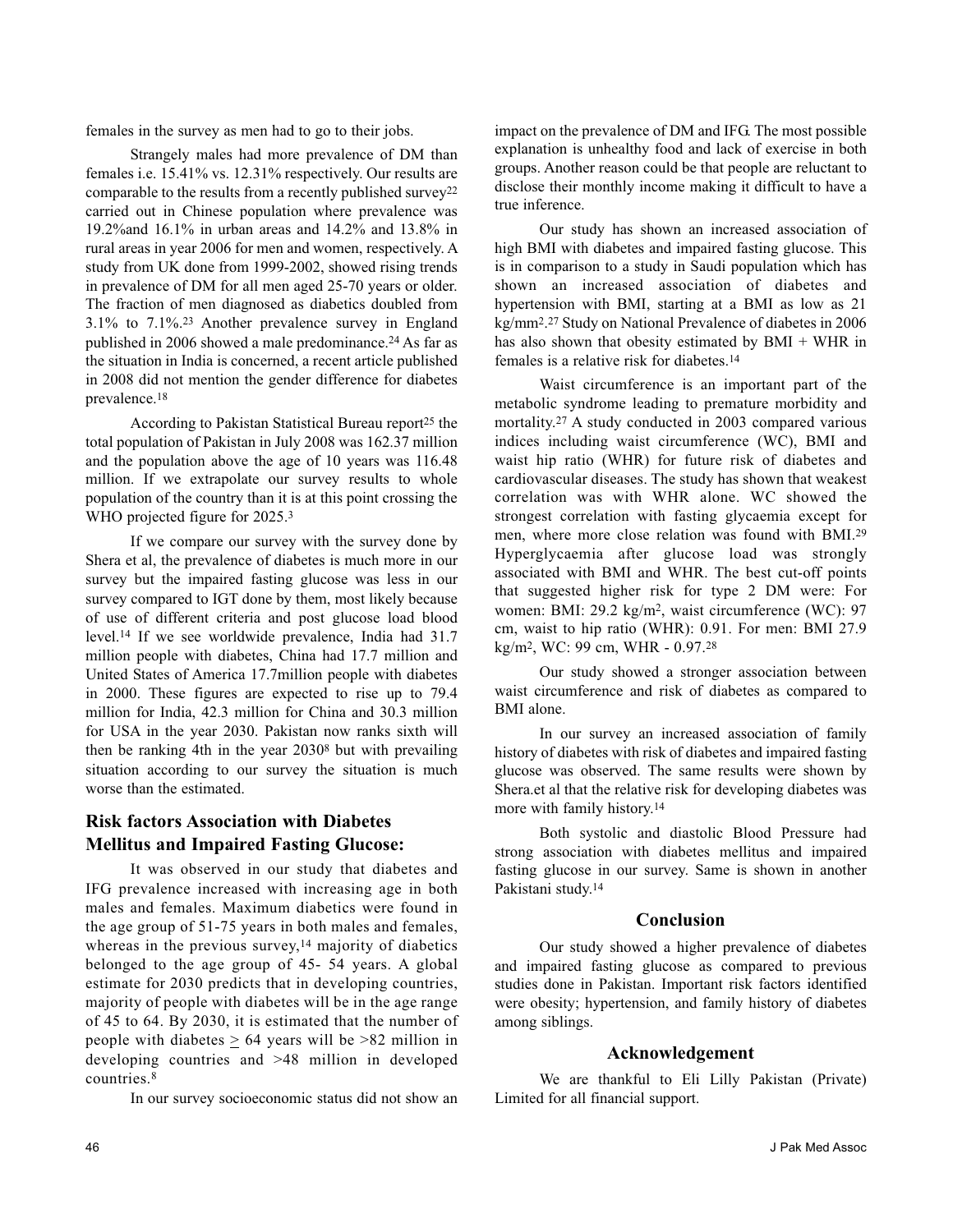females in the survey as men had to go to their jobs.

Strangely males had more prevalence of DM than females i.e. 15.41% vs. 12.31% respectively. Our results are comparable to the results from a recently published survey[22] carried out in Chinese population where prevalence was 19.2%and 16.1% in urban areas and 14.2% and 13.8% in rural areas in year 2006 for men and women, respectively. A study from UK done from 1999-2002, showed rising trends in prevalence of DM for all men aged 25-70 years or older. The fraction of men diagnosed as diabetics doubled from 3.1% to 7.1%.[23] Another prevalence survey in England published in 2006 showed a male predominance.[24] As far as the situation in India is concerned, a recent article published in 2008 did not mention the gender difference for diabetes prevalence.[18]

According to Pakistan Statistical Bureau report[25] the total population of Pakistan in July 2008 was 162.37 million and the population above the age of 10 years was 116.48 million. If we extrapolate our survey results to whole population of the country than it is at this point crossing the WHO projected figure for 2025.[3]

If we compare our survey with the survey done by Shera et al, the prevalence of diabetes is much more in our survey but the impaired fasting glucose was less in our survey compared to IGT done by them, most likely because of use of different criteria and post glucose load blood level.[14] If we see worldwide prevalence, India had 31.7 million people with diabetes, China had 17.7 million and United States of America 17.7million people with diabetes in 2000. These figures are expected to rise up to 79.4 million for India, 42.3 million for China and 30.3 million for USA in the year 2030. Pakistan now ranks sixth will then be ranking 4th in the year 2030[8] but with prevailing situation according to our survey the situation is much worse than the estimated.

## Risk factors Association with Diabetes Mellitus and Impaired Fasting Glucose:

It was observed in our study that diabetes and IFG prevalence increased with increasing age in both males and females. Maximum diabetics were found in the age group of 51-75 years in both males and females, whereas in the previous survey,[14] majority of diabetics belonged to the age group of 45- 54 years. A global estimate for 2030 predicts that in developing countries, majority of people with diabetes will be in the age range of 45 to 64. By 2030, it is estimated that the number of people with diabetes $\geq$ 64 years will be >82 million in developing countries and >48 million in developed countries.[8]

In our survey socioeconomic status did not show an impact on the prevalence of DM and IFG. The most possible explanation is unhealthy food and lack of exercise in both groups. Another reason could be that people are reluctant to disclose their monthly income making it difficult to have a true inference.

Our study has shown an increased association of high BMI with diabetes and impaired fasting glucose. This is in comparison to a study in Saudi population which has shown an increased association of diabetes and hypertension with BMI, starting at a BMI as low as 21 kg/mm$^2$.[27] Study on National Prevalence of diabetes in 2006 has also shown that obesity estimated by BMI + WHR in females is a relative risk for diabetes.[14]

Waist circumference is an important part of the metabolic syndrome leading to premature morbidity and mortality.[27] A study conducted in 2003 compared various indices including waist circumference (WC), BMI and waist hip ratio (WHR) for future risk of diabetes and cardiovascular diseases. The study has shown that weakest correlation was with WHR alone. WC showed the strongest correlation with fasting glycaemia except for men, where more close relation was found with BMI.[29] Hyperglycaemia after glucose load was strongly associated with BMI and WHR. The best cut-off points that suggested higher risk for type 2 DM were: For women: BMI: 29.2 kg/m$^2$, waist circumference (WC): 97 cm, waist to hip ratio (WHR): 0.91. For men: BMI 27.9 kg/m$^2$, WC: 99 cm, WHR - 0.97.[28]

Our study showed a stronger association between waist circumference and risk of diabetes as compared to BMI alone.

In our survey an increased association of family history of diabetes with risk of diabetes and impaired fasting glucose was observed. The same results were shown by Shera.et al that the relative risk for developing diabetes was more with family history.[14]

Both systolic and diastolic Blood Pressure had strong association with diabetes mellitus and impaired fasting glucose in our survey. Same is shown in another Pakistani study.[14]

## Conclusion

Our study showed a higher prevalence of diabetes and impaired fasting glucose as compared to previous studies done in Pakistan. Important risk factors identified were obesity; hypertension, and family history of diabetes among siblings.

## Acknowledgement

We are thankful to Eli Lilly Pakistan (Private) Limited for all financial support.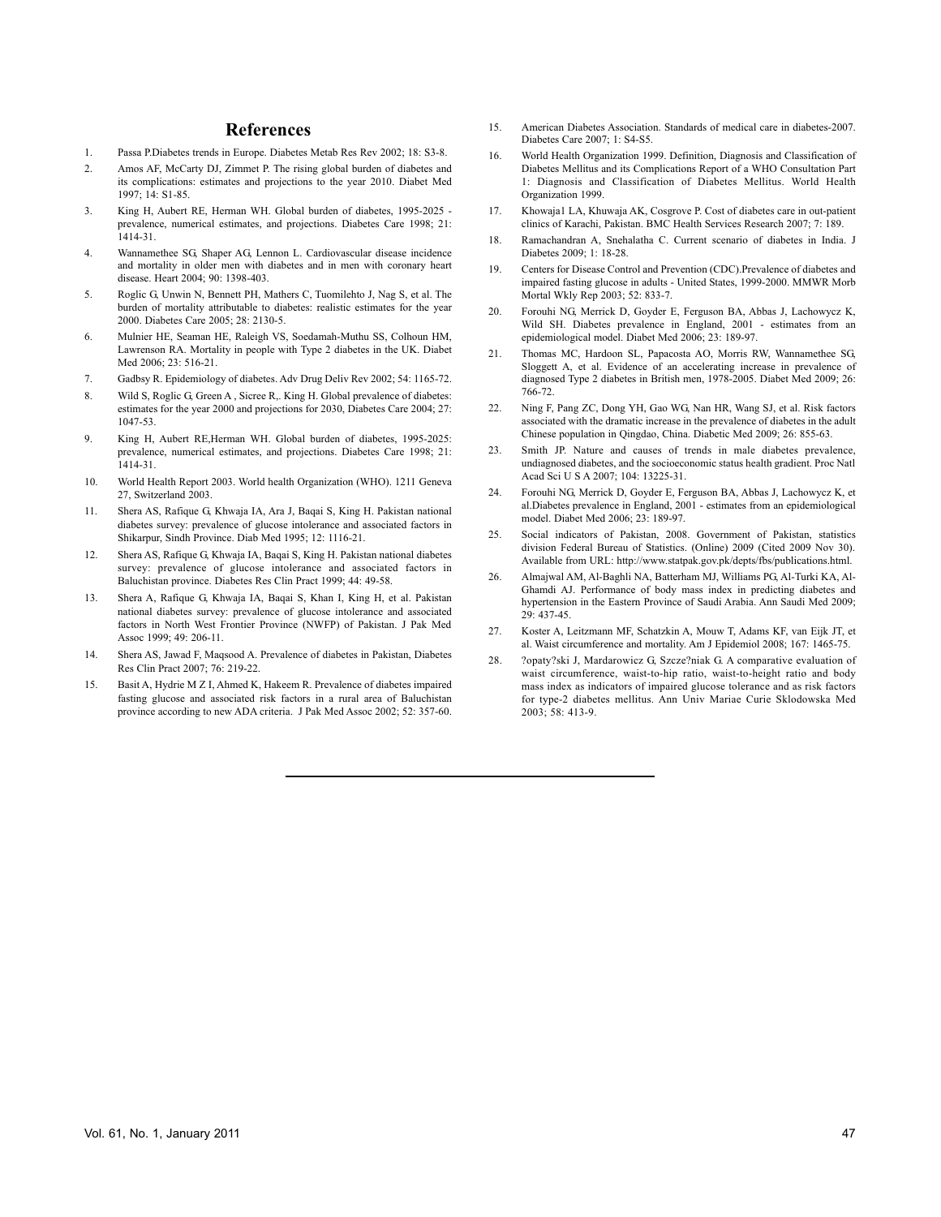## References

1. Passa P.Diabetes trends in Europe. Diabetes Metab Res Rev 2002; 18: S3-8.
2. Amos AF, McCarty DJ, Zimmet P. The rising global burden of diabetes and its complications: estimates and projections to the year 2010. Diabet Med 1997; 14: S1-85.
3. King H, Aubert RE, Herman WH. Global burden of diabetes, 1995-2025 - prevalence, numerical estimates, and projections. Diabetes Care 1998; 21: 1414-31.
4. Wannamethee SG, Shaper AG, Lennon L. Cardiovascular disease incidence and mortality in older men with diabetes and in men with coronary heart disease. Heart 2004; 90: 1398-403.
5. Roglic G, Unwin N, Bennett PH, Mathers C, Tuomilehto J, Nag S, et al. The burden of mortality attributable to diabetes: realistic estimates for the year 2000. Diabetes Care 2005; 28: 2130-5.
6. Mulnier HE, Seaman HE, Raleigh VS, Soedamah-Muthu SS, Colhoun HM, Lawrenson RA. Mortality in people with Type 2 diabetes in the UK. Diabet Med 2006; 23: 516-21.
7. Gadbsy R. Epidemiology of diabetes. Adv Drug Deliv Rev 2002; 54: 1165-72.
8. Wild S, Roglic G, Green A , Sicree R,. King H. Global prevalence of diabetes: estimates for the year 2000 and projections for 2030, Diabetes Care 2004; 27: 1047-53.
9. King H, Aubert RE,Herman WH. Global burden of diabetes, 1995-2025: prevalence, numerical estimates, and projections. Diabetes Care 1998; 21: 1414-31.
10. World Health Report 2003. World health Organization (WHO). 1211 Geneva 27, Switzerland 2003.
11. Shera AS, Rafique G, Khwaja IA, Ara J, Baqai S, King H. Pakistan national diabetes survey: prevalence of glucose intolerance and associated factors in Shikarpur, Sindh Province. Diab Med 1995; 12: 1116-21.
12. Shera AS, Rafique G, Khwaja IA, Baqai S, King H. Pakistan national diabetes survey: prevalence of glucose intolerance and associated factors in Baluchistan province. Diabetes Res Clin Pract 1999; 44: 49-58.
13. Shera A, Rafique G, Khwaja IA, Baqai S, Khan I, King H, et al. Pakistan national diabetes survey: prevalence of glucose intolerance and associated factors in North West Frontier Province (NWFP) of Pakistan. J Pak Med Assoc 1999; 49: 206-11.
14. Shera AS, Jawad F, Maqsood A. Prevalence of diabetes in Pakistan, Diabetes Res Clin Pract 2007; 76: 219-22.
15. Basit A, Hydrie M Z I, Ahmed K, Hakeem R. Prevalence of diabetes impaired fasting glucose and associated risk factors in a rural area of Baluchistan province according to new ADA criteria. J Pak Med Assoc 2002; 52: 357-60.
15. American Diabetes Association. Standards of medical care in diabetes-2007. Diabetes Care 2007; 1: S4-S5.
16. World Health Organization 1999. Definition, Diagnosis and Classification of Diabetes Mellitus and its Complications Report of a WHO Consultation Part 1: Diagnosis and Classification of Diabetes Mellitus. World Health Organization 1999.
17. Khowaja1 LA, Khuwaja AK, Cosgrove P. Cost of diabetes care in out-patient clinics of Karachi, Pakistan. BMC Health Services Research 2007; 7: 189.
18. Ramachandran A, Snehalatha C. Current scenario of diabetes in India. J Diabetes 2009; 1: 18-28.
19. Centers for Disease Control and Prevention (CDC).Prevalence of diabetes and impaired fasting glucose in adults - United States, 1999-2000. MMWR Morb Mortal Wkly Rep 2003; 52: 833-7.
20. Forouhi NG, Merrick D, Goyder E, Ferguson BA, Abbas J, Lachowycz K, Wild SH. Diabetes prevalence in England, 2001 - estimates from an epidemiological model. Diabet Med 2006; 23: 189-97.
21. Thomas MC, Hardoon SL, Papacosta AO, Morris RW, Wannamethee SG, Sloggett A, et al. Evidence of an accelerating increase in prevalence of diagnosed Type 2 diabetes in British men, 1978-2005. Diabet Med 2009; 26: 766-72.
22. Ning F, Pang ZC, Dong YH, Gao WG, Nan HR, Wang SJ, et al. Risk factors associated with the dramatic increase in the prevalence of diabetes in the adult Chinese population in Qingdao, China. Diabetic Med 2009; 26: 855-63.
23. Smith JP. Nature and causes of trends in male diabetes prevalence, undiagnosed diabetes, and the socioeconomic status health gradient. Proc Natl Acad Sci U S A 2007; 104: 13225-31.
24. Forouhi NG, Merrick D, Goyder E, Ferguson BA, Abbas J, Lachowycz K, et al.Diabetes prevalence in England, 2001 - estimates from an epidemiological model. Diabet Med 2006; 23: 189-97.
25. Social indicators of Pakistan, 2008. Government of Pakistan, statistics division Federal Bureau of Statistics. (Online) 2009 (Cited 2009 Nov 30). Available from URL: http://www.statpak.gov.pk/depts/fbs/publications.html.
26. Almajwal AM, Al-Baghli NA, Batterham MJ, Williams PG, Al-Turki KA, Al-Ghamdi AJ. Performance of body mass index in predicting diabetes and hypertension in the Eastern Province of Saudi Arabia. Ann Saudi Med 2009; 29: 437-45.
27. Koster A, Leitzmann MF, Schatzkin A, Mouw T, Adams KF, van Eijk JT, et al. Waist circumference and mortality. Am J Epidemiol 2008; 167: 1465-75.
28. ?opaty?ski J, Mardarowicz G, Szcze?niak G. A comparative evaluation of waist circumference, waist-to-hip ratio, waist-to-height ratio and body mass index as indicators of impaired glucose tolerance and as risk factors for type-2 diabetes mellitus. Ann Univ Mariae Curie Sklodowska Med 2003; 58: 413-9.